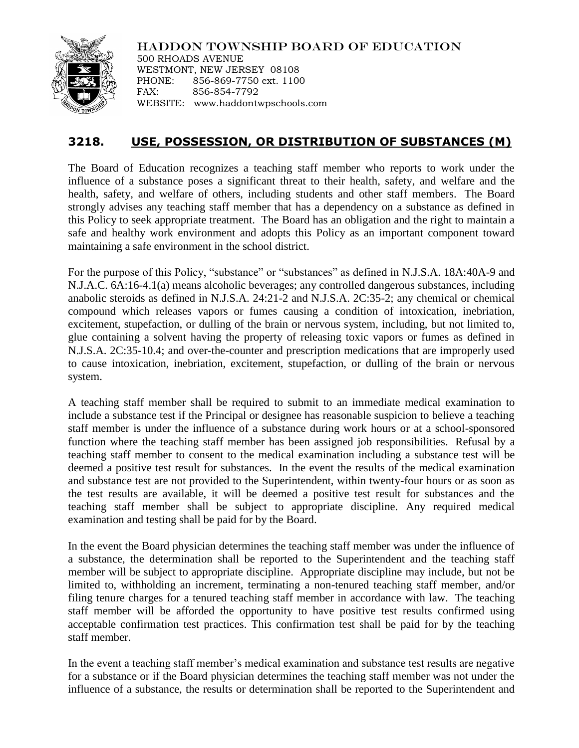HADDON TOWNSHIP BOARD OF EDUCATION
500 RHOADS AVENUE
WESTMONT, NEW JERSEY 08108
PHONE: 856-869-7750 ext. 1100
FAX: 856-854-7792
WEBSITE: www.haddontwpschools.com

## 3218. USE, POSSESSION, OR DISTRIBUTION OF SUBSTANCES (M)

The Board of Education recognizes a teaching staff member who reports to work under the influence of a substance poses a significant threat to their health, safety, and welfare and the health, safety, and welfare of others, including students and other staff members. The Board strongly advises any teaching staff member that has a dependency on a substance as defined in this Policy to seek appropriate treatment. The Board has an obligation and the right to maintain a safe and healthy work environment and adopts this Policy as an important component toward maintaining a safe environment in the school district.

For the purpose of this Policy, "substance" or "substances" as defined in N.J.S.A. 18A:40A-9 and N.J.A.C. 6A:16-4.1(a) means alcoholic beverages; any controlled dangerous substances, including anabolic steroids as defined in N.J.S.A. 24:21-2 and N.J.S.A. 2C:35-2; any chemical or chemical compound which releases vapors or fumes causing a condition of intoxication, inebriation, excitement, stupefaction, or dulling of the brain or nervous system, including, but not limited to, glue containing a solvent having the property of releasing toxic vapors or fumes as defined in N.J.S.A. 2C:35-10.4; and over-the-counter and prescription medications that are improperly used to cause intoxication, inebriation, excitement, stupefaction, or dulling of the brain or nervous system.

A teaching staff member shall be required to submit to an immediate medical examination to include a substance test if the Principal or designee has reasonable suspicion to believe a teaching staff member is under the influence of a substance during work hours or at a school-sponsored function where the teaching staff member has been assigned job responsibilities. Refusal by a teaching staff member to consent to the medical examination including a substance test will be deemed a positive test result for substances. In the event the results of the medical examination and substance test are not provided to the Superintendent, within twenty-four hours or as soon as the test results are available, it will be deemed a positive test result for substances and the teaching staff member shall be subject to appropriate discipline. Any required medical examination and testing shall be paid for by the Board.

In the event the Board physician determines the teaching staff member was under the influence of a substance, the determination shall be reported to the Superintendent and the teaching staff member will be subject to appropriate discipline. Appropriate discipline may include, but not be limited to, withholding an increment, terminating a non-tenured teaching staff member, and/or filing tenure charges for a tenured teaching staff member in accordance with law. The teaching staff member will be afforded the opportunity to have positive test results confirmed using acceptable confirmation test practices. This confirmation test shall be paid for by the teaching staff member.

In the event a teaching staff member's medical examination and substance test results are negative for a substance or if the Board physician determines the teaching staff member was not under the influence of a substance, the results or determination shall be reported to the Superintendent and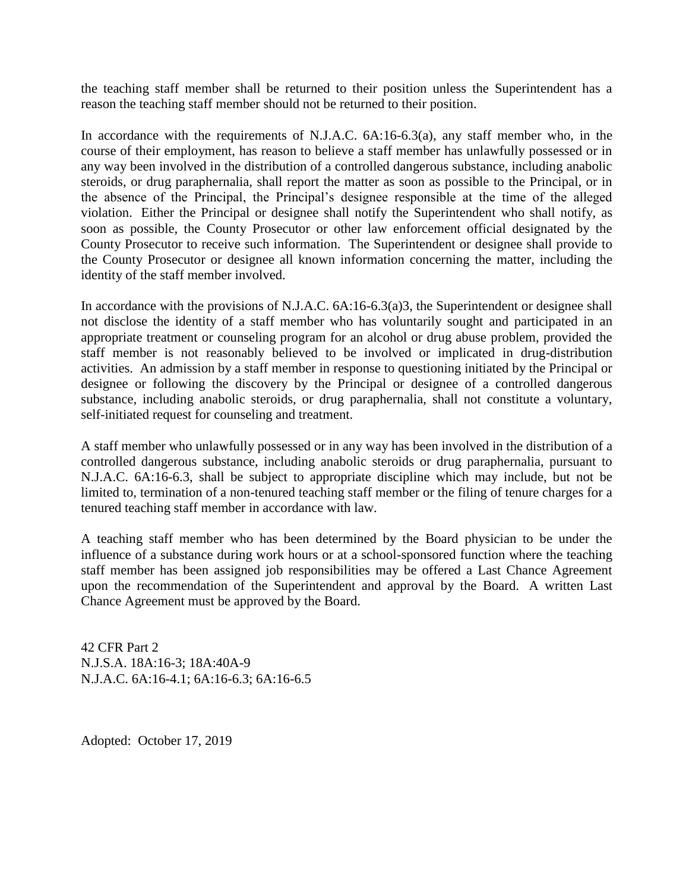the teaching staff member shall be returned to their position unless the Superintendent has a reason the teaching staff member should not be returned to their position.

In accordance with the requirements of N.J.A.C. 6A:16-6.3(a), any staff member who, in the course of their employment, has reason to believe a staff member has unlawfully possessed or in any way been involved in the distribution of a controlled dangerous substance, including anabolic steroids, or drug paraphernalia, shall report the matter as soon as possible to the Principal, or in the absence of the Principal, the Principal's designee responsible at the time of the alleged violation. Either the Principal or designee shall notify the Superintendent who shall notify, as soon as possible, the County Prosecutor or other law enforcement official designated by the County Prosecutor to receive such information. The Superintendent or designee shall provide to the County Prosecutor or designee all known information concerning the matter, including the identity of the staff member involved.

In accordance with the provisions of N.J.A.C. 6A:16-6.3(a)3, the Superintendent or designee shall not disclose the identity of a staff member who has voluntarily sought and participated in an appropriate treatment or counseling program for an alcohol or drug abuse problem, provided the staff member is not reasonably believed to be involved or implicated in drug-distribution activities. An admission by a staff member in response to questioning initiated by the Principal or designee or following the discovery by the Principal or designee of a controlled dangerous substance, including anabolic steroids, or drug paraphernalia, shall not constitute a voluntary, self-initiated request for counseling and treatment.

A staff member who unlawfully possessed or in any way has been involved in the distribution of a controlled dangerous substance, including anabolic steroids or drug paraphernalia, pursuant to N.J.A.C. 6A:16-6.3, shall be subject to appropriate discipline which may include, but not be limited to, termination of a non-tenured teaching staff member or the filing of tenure charges for a tenured teaching staff member in accordance with law.

A teaching staff member who has been determined by the Board physician to be under the influence of a substance during work hours or at a school-sponsored function where the teaching staff member has been assigned job responsibilities may be offered a Last Chance Agreement upon the recommendation of the Superintendent and approval by the Board. A written Last Chance Agreement must be approved by the Board.

42 CFR Part 2
N.J.S.A. 18A:16-3; 18A:40A-9
N.J.A.C. 6A:16-4.1; 6A:16-6.3; 6A:16-6.5

Adopted: October 17, 2019